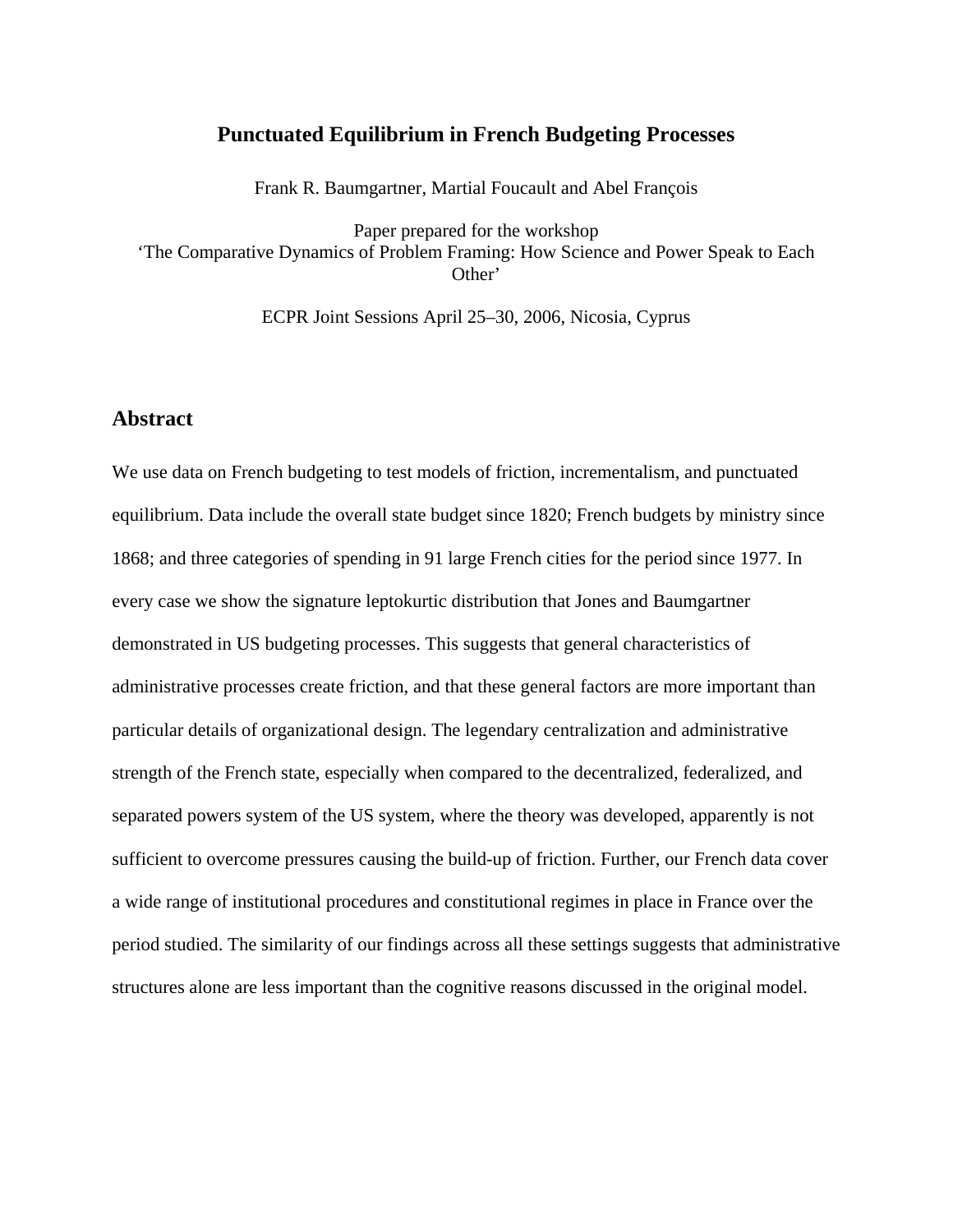# Punctuated Equilibrium in French Budgeting Processes

Frank R. Baumgartner, Martial Foucault and Abel François

Paper prepared for the workshop
'The Comparative Dynamics of Problem Framing: How Science and Power Speak to Each Other'

ECPR Joint Sessions April 25–30, 2006, Nicosia, Cyprus

## Abstract

We use data on French budgeting to test models of friction, incrementalism, and punctuated equilibrium. Data include the overall state budget since 1820; French budgets by ministry since 1868; and three categories of spending in 91 large French cities for the period since 1977. In every case we show the signature leptokurtic distribution that Jones and Baumgartner demonstrated in US budgeting processes. This suggests that general characteristics of administrative processes create friction, and that these general factors are more important than particular details of organizational design. The legendary centralization and administrative strength of the French state, especially when compared to the decentralized, federalized, and separated powers system of the US system, where the theory was developed, apparently is not sufficient to overcome pressures causing the build-up of friction. Further, our French data cover a wide range of institutional procedures and constitutional regimes in place in France over the period studied. The similarity of our findings across all these settings suggests that administrative structures alone are less important than the cognitive reasons discussed in the original model.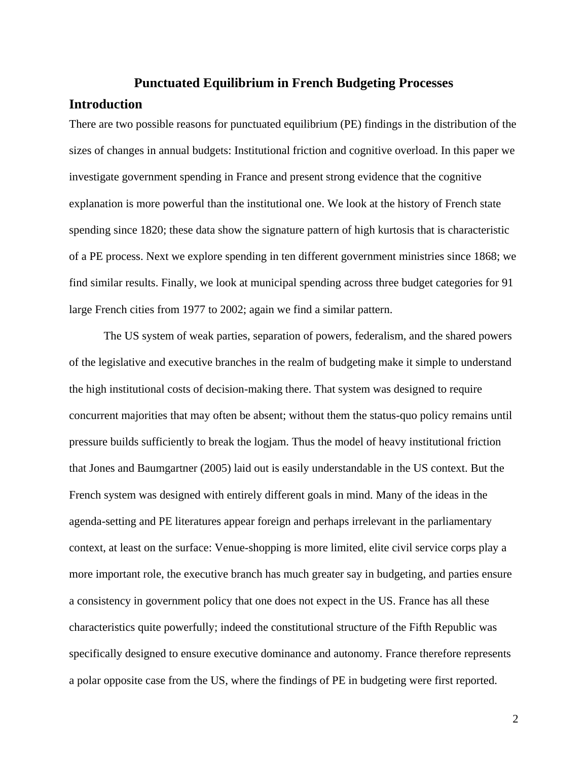# Punctuated Equilibrium in French Budgeting Processes

## Introduction

There are two possible reasons for punctuated equilibrium (PE) findings in the distribution of the sizes of changes in annual budgets: Institutional friction and cognitive overload. In this paper we investigate government spending in France and present strong evidence that the cognitive explanation is more powerful than the institutional one. We look at the history of French state spending since 1820; these data show the signature pattern of high kurtosis that is characteristic of a PE process. Next we explore spending in ten different government ministries since 1868; we find similar results. Finally, we look at municipal spending across three budget categories for 91 large French cities from 1977 to 2002; again we find a similar pattern.

The US system of weak parties, separation of powers, federalism, and the shared powers of the legislative and executive branches in the realm of budgeting make it simple to understand the high institutional costs of decision-making there. That system was designed to require concurrent majorities that may often be absent; without them the status-quo policy remains until pressure builds sufficiently to break the logjam. Thus the model of heavy institutional friction that Jones and Baumgartner (2005) laid out is easily understandable in the US context. But the French system was designed with entirely different goals in mind. Many of the ideas in the agenda-setting and PE literatures appear foreign and perhaps irrelevant in the parliamentary context, at least on the surface: Venue-shopping is more limited, elite civil service corps play a more important role, the executive branch has much greater say in budgeting, and parties ensure a consistency in government policy that one does not expect in the US. France has all these characteristics quite powerfully; indeed the constitutional structure of the Fifth Republic was specifically designed to ensure executive dominance and autonomy. France therefore represents a polar opposite case from the US, where the findings of PE in budgeting were first reported.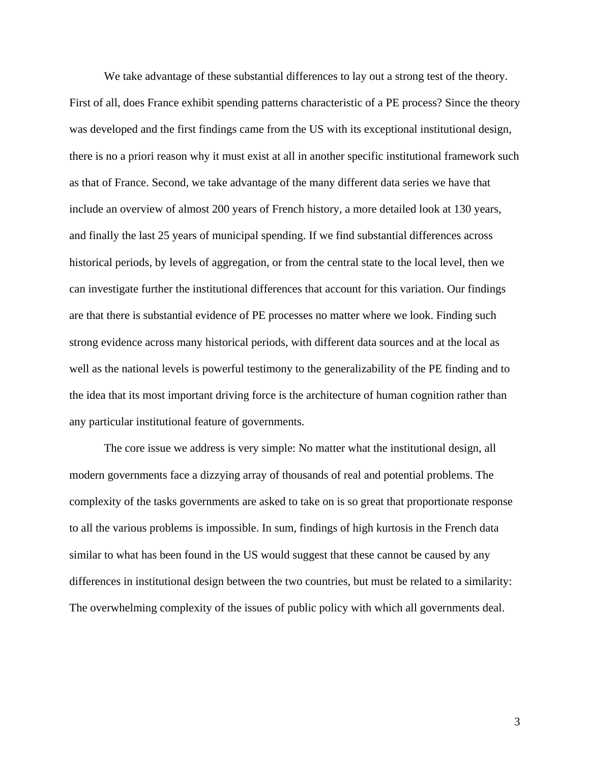We take advantage of these substantial differences to lay out a strong test of the theory. First of all, does France exhibit spending patterns characteristic of a PE process? Since the theory was developed and the first findings came from the US with its exceptional institutional design, there is no a priori reason why it must exist at all in another specific institutional framework such as that of France. Second, we take advantage of the many different data series we have that include an overview of almost 200 years of French history, a more detailed look at 130 years, and finally the last 25 years of municipal spending. If we find substantial differences across historical periods, by levels of aggregation, or from the central state to the local level, then we can investigate further the institutional differences that account for this variation. Our findings are that there is substantial evidence of PE processes no matter where we look. Finding such strong evidence across many historical periods, with different data sources and at the local as well as the national levels is powerful testimony to the generalizability of the PE finding and to the idea that its most important driving force is the architecture of human cognition rather than any particular institutional feature of governments.

The core issue we address is very simple: No matter what the institutional design, all modern governments face a dizzying array of thousands of real and potential problems. The complexity of the tasks governments are asked to take on is so great that proportionate response to all the various problems is impossible. In sum, findings of high kurtosis in the French data similar to what has been found in the US would suggest that these cannot be caused by any differences in institutional design between the two countries, but must be related to a similarity: The overwhelming complexity of the issues of public policy with which all governments deal.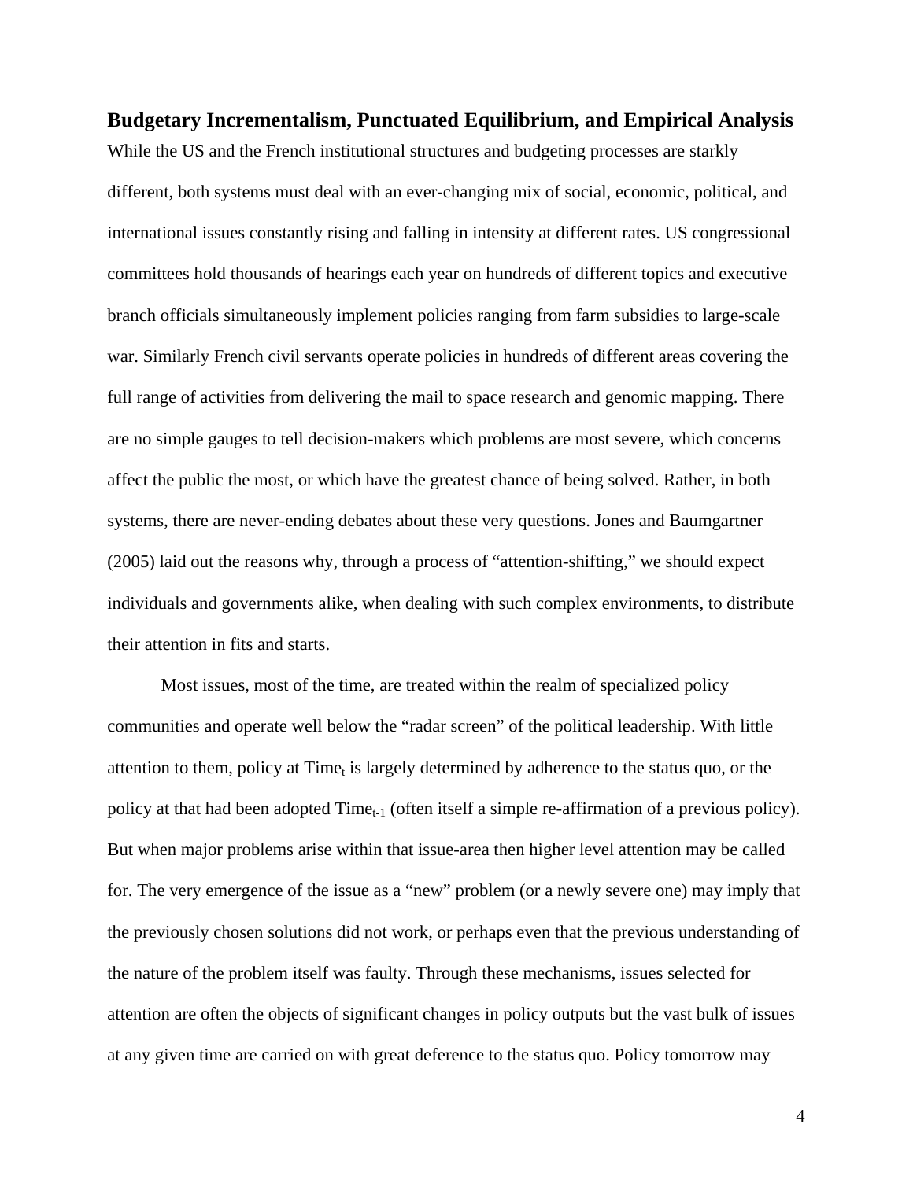## Budgetary Incrementalism, Punctuated Equilibrium, and Empirical Analysis

While the US and the French institutional structures and budgeting processes are starkly different, both systems must deal with an ever-changing mix of social, economic, political, and international issues constantly rising and falling in intensity at different rates. US congressional committees hold thousands of hearings each year on hundreds of different topics and executive branch officials simultaneously implement policies ranging from farm subsidies to large-scale war. Similarly French civil servants operate policies in hundreds of different areas covering the full range of activities from delivering the mail to space research and genomic mapping. There are no simple gauges to tell decision-makers which problems are most severe, which concerns affect the public the most, or which have the greatest chance of being solved. Rather, in both systems, there are never-ending debates about these very questions. Jones and Baumgartner (2005) laid out the reasons why, through a process of "attention-shifting," we should expect individuals and governments alike, when dealing with such complex environments, to distribute their attention in fits and starts.

Most issues, most of the time, are treated within the realm of specialized policy communities and operate well below the "radar screen" of the political leadership. With little attention to them, policy at $\text{Time}_t$ is largely determined by adherence to the status quo, or the policy at that had been adopted $\text{Time}_{t-1}$ (often itself a simple re-affirmation of a previous policy). But when major problems arise within that issue-area then higher level attention may be called for. The very emergence of the issue as a "new" problem (or a newly severe one) may imply that the previously chosen solutions did not work, or perhaps even that the previous understanding of the nature of the problem itself was faulty. Through these mechanisms, issues selected for attention are often the objects of significant changes in policy outputs but the vast bulk of issues at any given time are carried on with great deference to the status quo. Policy tomorrow may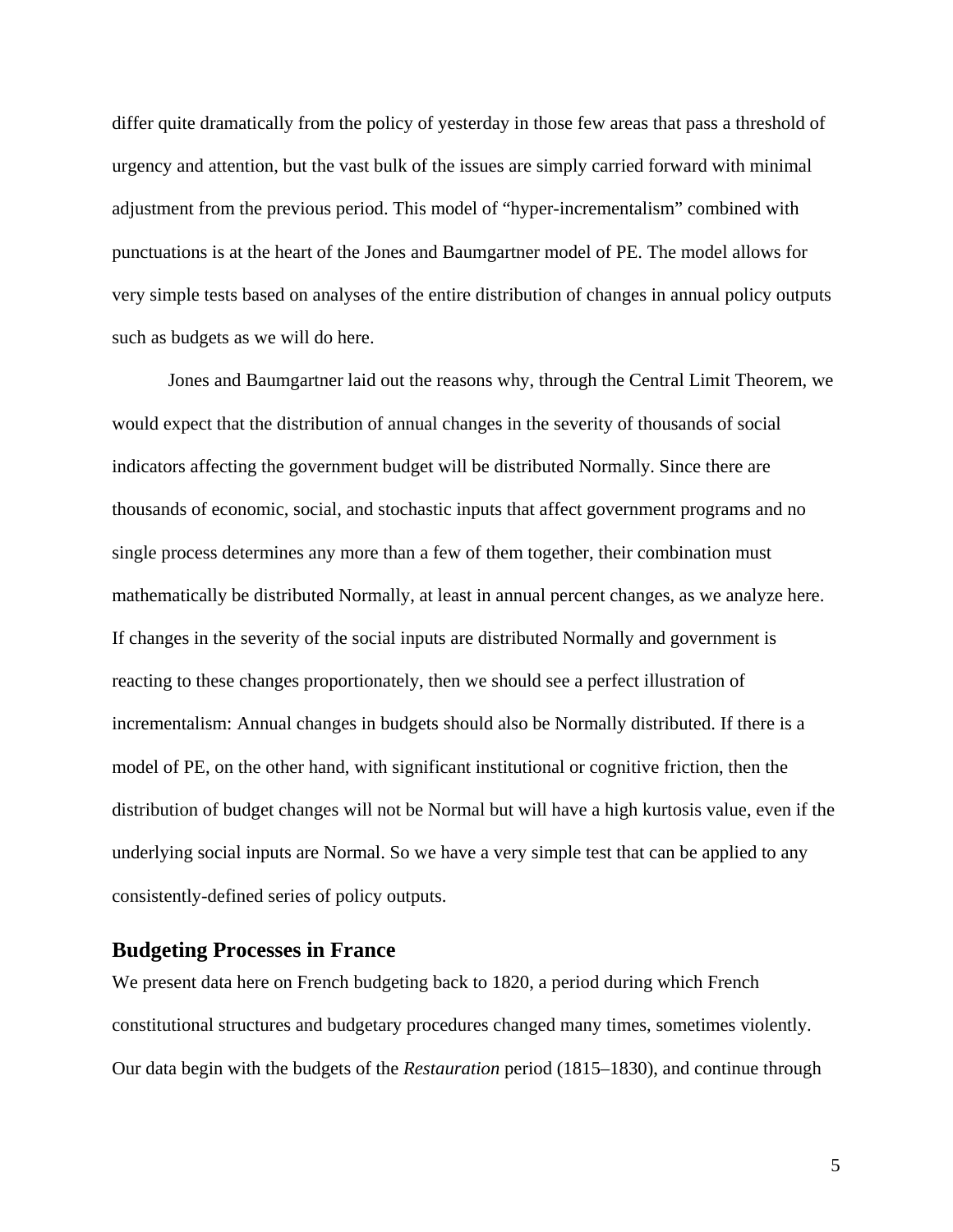differ quite dramatically from the policy of yesterday in those few areas that pass a threshold of urgency and attention, but the vast bulk of the issues are simply carried forward with minimal adjustment from the previous period. This model of "hyper-incrementalism" combined with punctuations is at the heart of the Jones and Baumgartner model of PE. The model allows for very simple tests based on analyses of the entire distribution of changes in annual policy outputs such as budgets as we will do here.

Jones and Baumgartner laid out the reasons why, through the Central Limit Theorem, we would expect that the distribution of annual changes in the severity of thousands of social indicators affecting the government budget will be distributed Normally. Since there are thousands of economic, social, and stochastic inputs that affect government programs and no single process determines any more than a few of them together, their combination must mathematically be distributed Normally, at least in annual percent changes, as we analyze here. If changes in the severity of the social inputs are distributed Normally and government is reacting to these changes proportionately, then we should see a perfect illustration of incrementalism: Annual changes in budgets should also be Normally distributed. If there is a model of PE, on the other hand, with significant institutional or cognitive friction, then the distribution of budget changes will not be Normal but will have a high kurtosis value, even if the underlying social inputs are Normal. So we have a very simple test that can be applied to any consistently-defined series of policy outputs.

## Budgeting Processes in France

We present data here on French budgeting back to 1820, a period during which French constitutional structures and budgetary procedures changed many times, sometimes violently. Our data begin with the budgets of the *Restauration* period (1815–1830), and continue through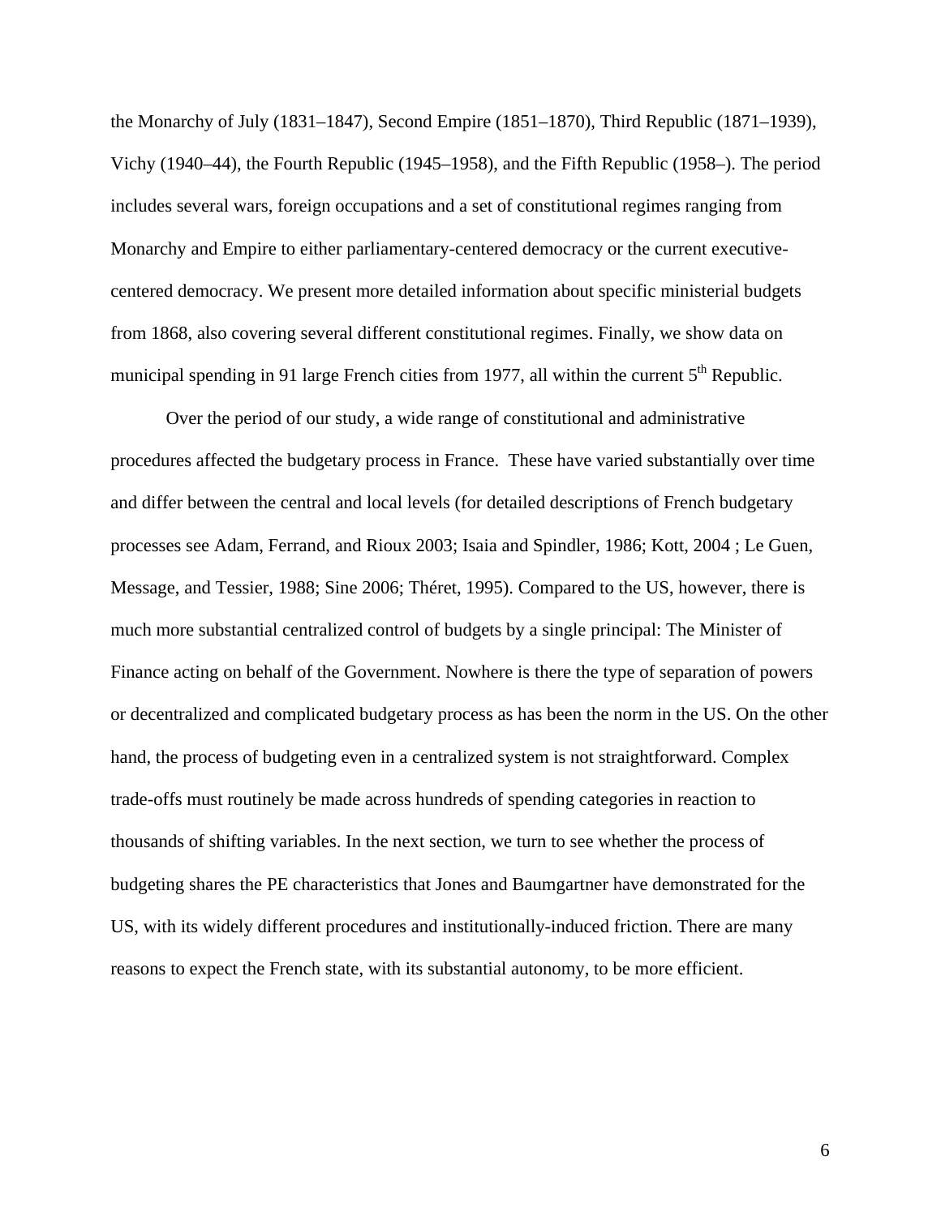the Monarchy of July (1831–1847), Second Empire (1851–1870), Third Republic (1871–1939), Vichy (1940–44), the Fourth Republic (1945–1958), and the Fifth Republic (1958–). The period includes several wars, foreign occupations and a set of constitutional regimes ranging from Monarchy and Empire to either parliamentary-centered democracy or the current executive-centered democracy. We present more detailed information about specific ministerial budgets from 1868, also covering several different constitutional regimes. Finally, we show data on municipal spending in 91 large French cities from 1977, all within the current 5th Republic.

Over the period of our study, a wide range of constitutional and administrative procedures affected the budgetary process in France. These have varied substantially over time and differ between the central and local levels (for detailed descriptions of French budgetary processes see Adam, Ferrand, and Rioux 2003; Isaia and Spindler, 1986; Kott, 2004 ; Le Guen, Message, and Tessier, 1988; Sine 2006; Théret, 1995). Compared to the US, however, there is much more substantial centralized control of budgets by a single principal: The Minister of Finance acting on behalf of the Government. Nowhere is there the type of separation of powers or decentralized and complicated budgetary process as has been the norm in the US. On the other hand, the process of budgeting even in a centralized system is not straightforward. Complex trade-offs must routinely be made across hundreds of spending categories in reaction to thousands of shifting variables. In the next section, we turn to see whether the process of budgeting shares the PE characteristics that Jones and Baumgartner have demonstrated for the US, with its widely different procedures and institutionally-induced friction. There are many reasons to expect the French state, with its substantial autonomy, to be more efficient.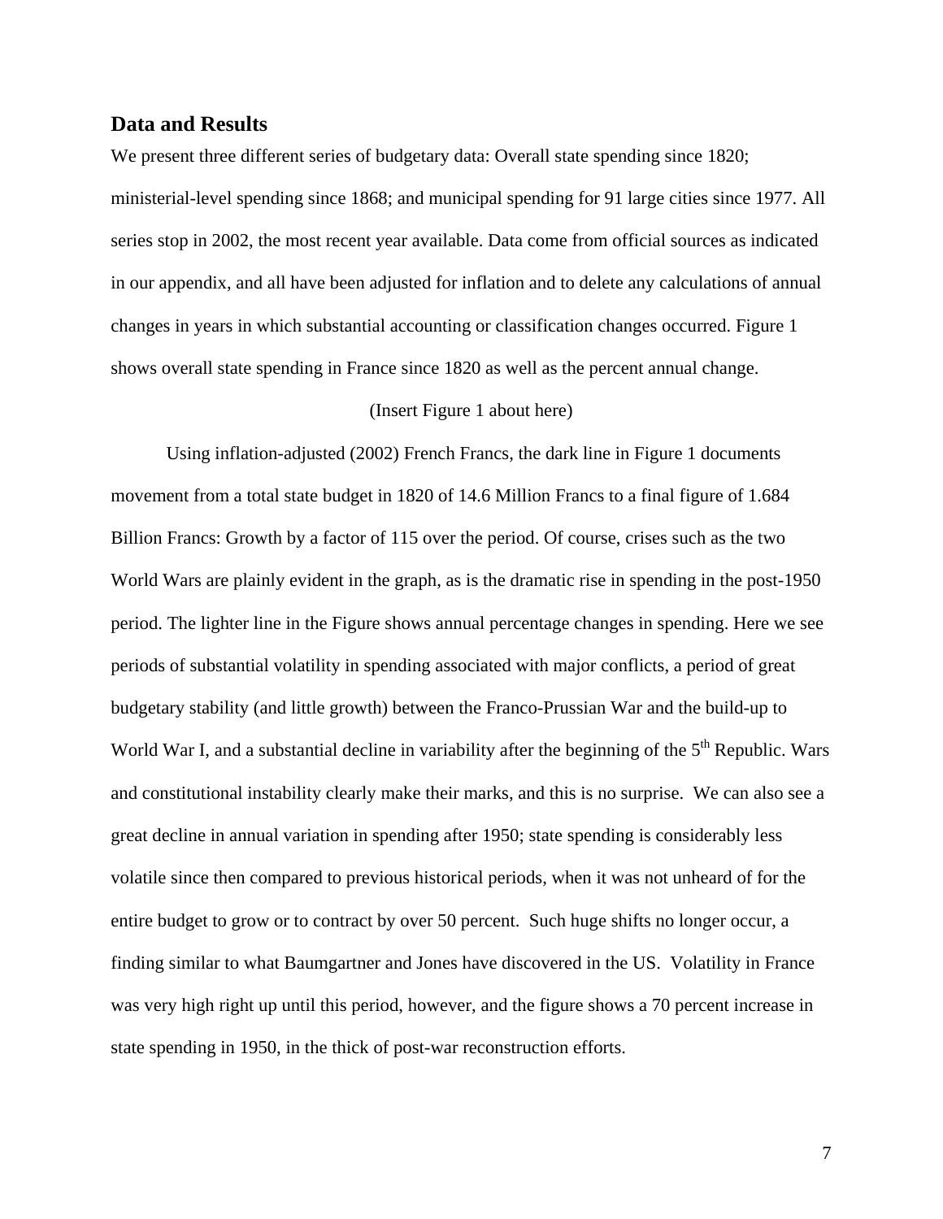## Data and Results

We present three different series of budgetary data: Overall state spending since 1820; ministerial-level spending since 1868; and municipal spending for 91 large cities since 1977. All series stop in 2002, the most recent year available. Data come from official sources as indicated in our appendix, and all have been adjusted for inflation and to delete any calculations of annual changes in years in which substantial accounting or classification changes occurred. Figure 1 shows overall state spending in France since 1820 as well as the percent annual change.

(Insert Figure 1 about here)

Using inflation-adjusted (2002) French Francs, the dark line in Figure 1 documents movement from a total state budget in 1820 of 14.6 Million Francs to a final figure of 1.684 Billion Francs: Growth by a factor of 115 over the period. Of course, crises such as the two World Wars are plainly evident in the graph, as is the dramatic rise in spending in the post-1950 period. The lighter line in the Figure shows annual percentage changes in spending. Here we see periods of substantial volatility in spending associated with major conflicts, a period of great budgetary stability (and little growth) between the Franco-Prussian War and the build-up to World War I, and a substantial decline in variability after the beginning of the 5th Republic. Wars and constitutional instability clearly make their marks, and this is no surprise. We can also see a great decline in annual variation in spending after 1950; state spending is considerably less volatile since then compared to previous historical periods, when it was not unheard of for the entire budget to grow or to contract by over 50 percent. Such huge shifts no longer occur, a finding similar to what Baumgartner and Jones have discovered in the US. Volatility in France was very high right up until this period, however, and the figure shows a 70 percent increase in state spending in 1950, in the thick of post-war reconstruction efforts.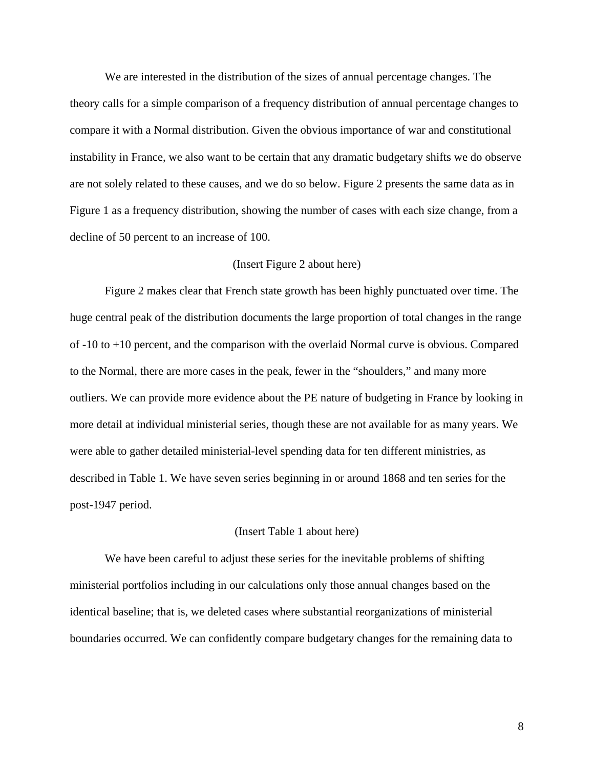We are interested in the distribution of the sizes of annual percentage changes. The theory calls for a simple comparison of a frequency distribution of annual percentage changes to compare it with a Normal distribution. Given the obvious importance of war and constitutional instability in France, we also want to be certain that any dramatic budgetary shifts we do observe are not solely related to these causes, and we do so below. Figure 2 presents the same data as in Figure 1 as a frequency distribution, showing the number of cases with each size change, from a decline of 50 percent to an increase of 100.

(Insert Figure 2 about here)

Figure 2 makes clear that French state growth has been highly punctuated over time. The huge central peak of the distribution documents the large proportion of total changes in the range of -10 to +10 percent, and the comparison with the overlaid Normal curve is obvious. Compared to the Normal, there are more cases in the peak, fewer in the "shoulders," and many more outliers. We can provide more evidence about the PE nature of budgeting in France by looking in more detail at individual ministerial series, though these are not available for as many years. We were able to gather detailed ministerial-level spending data for ten different ministries, as described in Table 1. We have seven series beginning in or around 1868 and ten series for the post-1947 period.

(Insert Table 1 about here)

We have been careful to adjust these series for the inevitable problems of shifting ministerial portfolios including in our calculations only those annual changes based on the identical baseline; that is, we deleted cases where substantial reorganizations of ministerial boundaries occurred. We can confidently compare budgetary changes for the remaining data to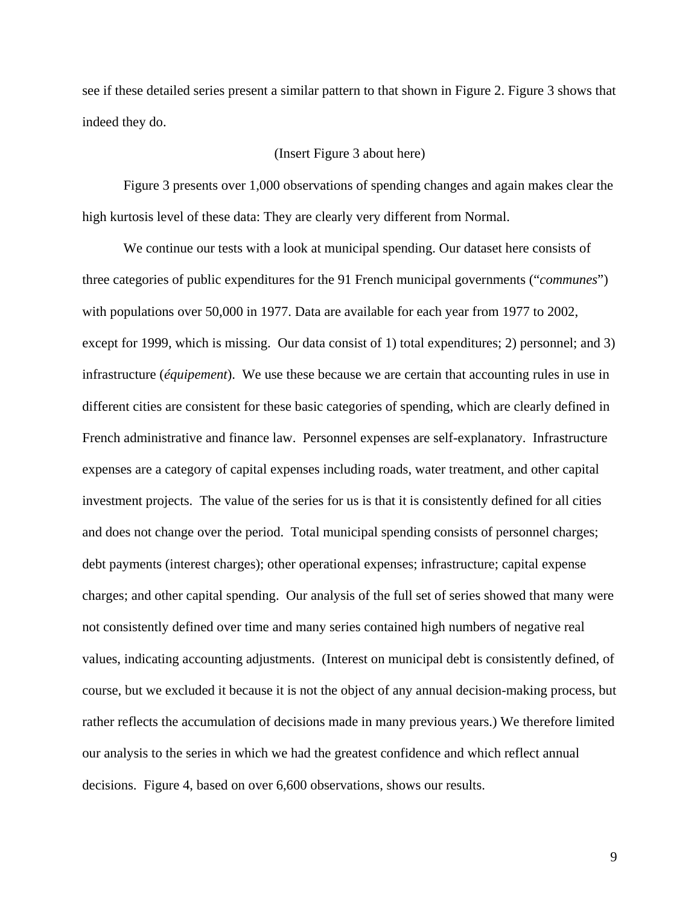see if these detailed series present a similar pattern to that shown in Figure 2. Figure 3 shows that indeed they do.

(Insert Figure 3 about here)

Figure 3 presents over 1,000 observations of spending changes and again makes clear the high kurtosis level of these data: They are clearly very different from Normal.

We continue our tests with a look at municipal spending. Our dataset here consists of three categories of public expenditures for the 91 French municipal governments ("*communes*") with populations over 50,000 in 1977. Data are available for each year from 1977 to 2002, except for 1999, which is missing. Our data consist of 1) total expenditures; 2) personnel; and 3) infrastructure (*équipement*). We use these because we are certain that accounting rules in use in different cities are consistent for these basic categories of spending, which are clearly defined in French administrative and finance law. Personnel expenses are self-explanatory. Infrastructure expenses are a category of capital expenses including roads, water treatment, and other capital investment projects. The value of the series for us is that it is consistently defined for all cities and does not change over the period. Total municipal spending consists of personnel charges; debt payments (interest charges); other operational expenses; infrastructure; capital expense charges; and other capital spending. Our analysis of the full set of series showed that many were not consistently defined over time and many series contained high numbers of negative real values, indicating accounting adjustments. (Interest on municipal debt is consistently defined, of course, but we excluded it because it is not the object of any annual decision-making process, but rather reflects the accumulation of decisions made in many previous years.) We therefore limited our analysis to the series in which we had the greatest confidence and which reflect annual decisions. Figure 4, based on over 6,600 observations, shows our results.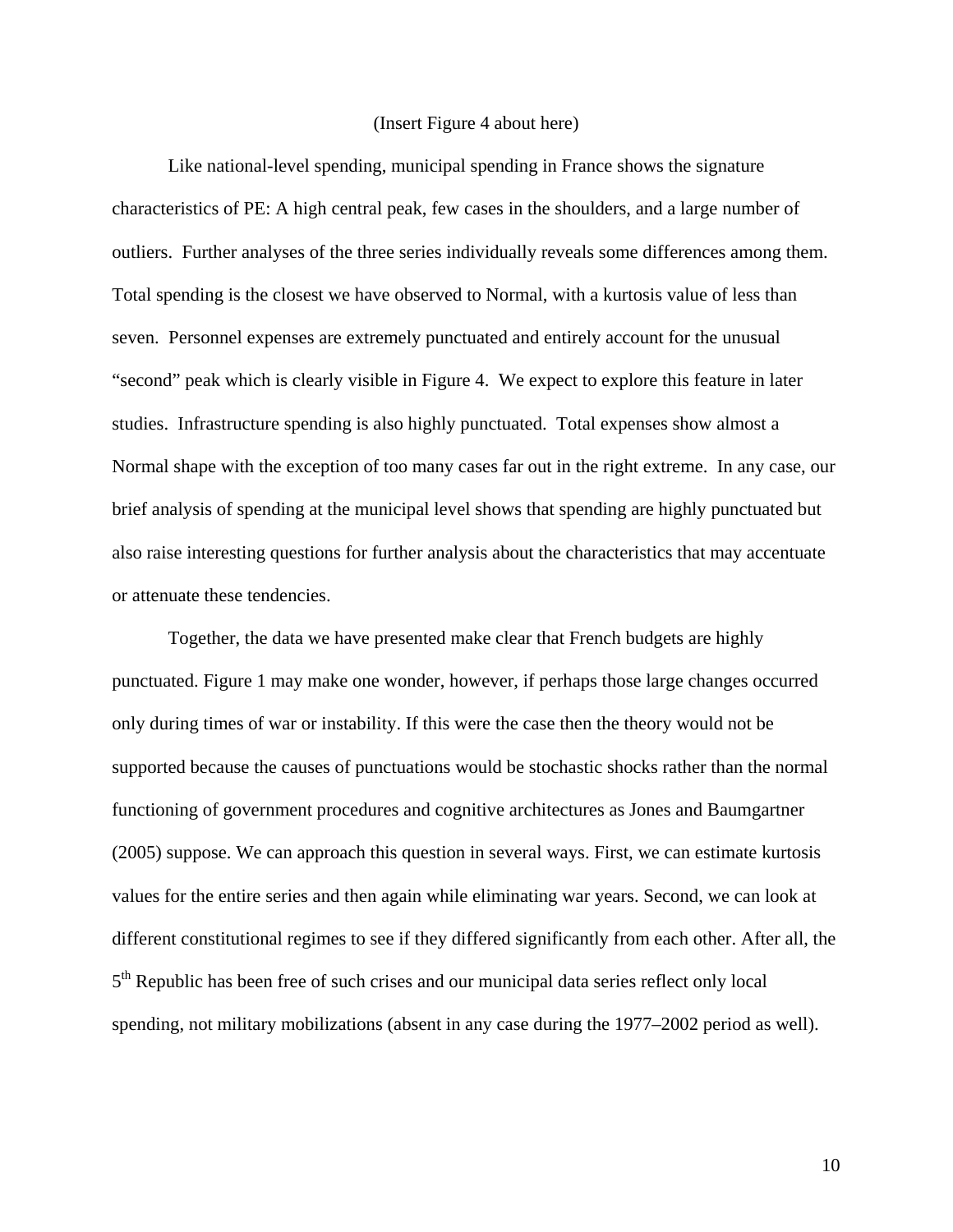(Insert Figure 4 about here)

Like national-level spending, municipal spending in France shows the signature characteristics of PE: A high central peak, few cases in the shoulders, and a large number of outliers. Further analyses of the three series individually reveals some differences among them. Total spending is the closest we have observed to Normal, with a kurtosis value of less than seven. Personnel expenses are extremely punctuated and entirely account for the unusual "second" peak which is clearly visible in Figure 4. We expect to explore this feature in later studies. Infrastructure spending is also highly punctuated. Total expenses show almost a Normal shape with the exception of too many cases far out in the right extreme. In any case, our brief analysis of spending at the municipal level shows that spending are highly punctuated but also raise interesting questions for further analysis about the characteristics that may accentuate or attenuate these tendencies.

Together, the data we have presented make clear that French budgets are highly punctuated. Figure 1 may make one wonder, however, if perhaps those large changes occurred only during times of war or instability. If this were the case then the theory would not be supported because the causes of punctuations would be stochastic shocks rather than the normal functioning of government procedures and cognitive architectures as Jones and Baumgartner (2005) suppose. We can approach this question in several ways. First, we can estimate kurtosis values for the entire series and then again while eliminating war years. Second, we can look at different constitutional regimes to see if they differed significantly from each other. After all, the 5th Republic has been free of such crises and our municipal data series reflect only local spending, not military mobilizations (absent in any case during the 1977–2002 period as well).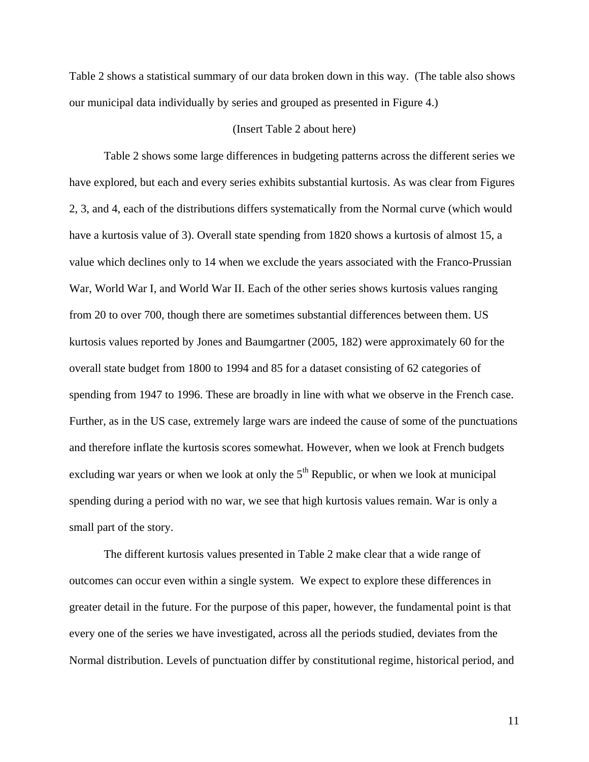Table 2 shows a statistical summary of our data broken down in this way. (The table also shows our municipal data individually by series and grouped as presented in Figure 4.)

(Insert Table 2 about here)

Table 2 shows some large differences in budgeting patterns across the different series we have explored, but each and every series exhibits substantial kurtosis. As was clear from Figures 2, 3, and 4, each of the distributions differs systematically from the Normal curve (which would have a kurtosis value of 3). Overall state spending from 1820 shows a kurtosis of almost 15, a value which declines only to 14 when we exclude the years associated with the Franco-Prussian War, World War I, and World War II. Each of the other series shows kurtosis values ranging from 20 to over 700, though there are sometimes substantial differences between them. US kurtosis values reported by Jones and Baumgartner (2005, 182) were approximately 60 for the overall state budget from 1800 to 1994 and 85 for a dataset consisting of 62 categories of spending from 1947 to 1996. These are broadly in line with what we observe in the French case. Further, as in the US case, extremely large wars are indeed the cause of some of the punctuations and therefore inflate the kurtosis scores somewhat. However, when we look at French budgets excluding war years or when we look at only the 5th Republic, or when we look at municipal spending during a period with no war, we see that high kurtosis values remain. War is only a small part of the story.

The different kurtosis values presented in Table 2 make clear that a wide range of outcomes can occur even within a single system. We expect to explore these differences in greater detail in the future. For the purpose of this paper, however, the fundamental point is that every one of the series we have investigated, across all the periods studied, deviates from the Normal distribution. Levels of punctuation differ by constitutional regime, historical period, and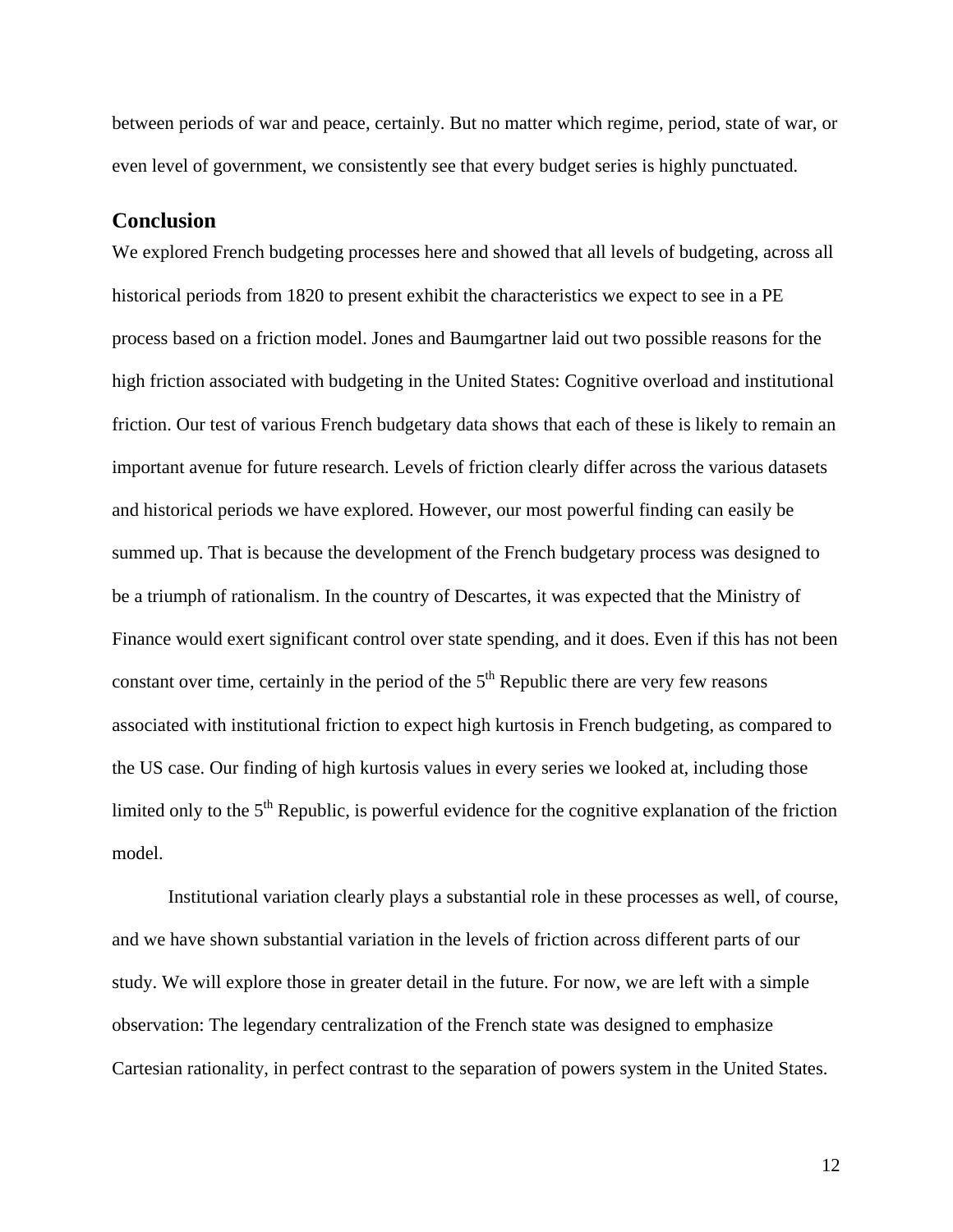between periods of war and peace, certainly. But no matter which regime, period, state of war, or even level of government, we consistently see that every budget series is highly punctuated.

## Conclusion

We explored French budgeting processes here and showed that all levels of budgeting, across all historical periods from 1820 to present exhibit the characteristics we expect to see in a PE process based on a friction model. Jones and Baumgartner laid out two possible reasons for the high friction associated with budgeting in the United States: Cognitive overload and institutional friction. Our test of various French budgetary data shows that each of these is likely to remain an important avenue for future research. Levels of friction clearly differ across the various datasets and historical periods we have explored. However, our most powerful finding can easily be summed up. That is because the development of the French budgetary process was designed to be a triumph of rationalism. In the country of Descartes, it was expected that the Ministry of Finance would exert significant control over state spending, and it does. Even if this has not been constant over time, certainly in the period of the 5th Republic there are very few reasons associated with institutional friction to expect high kurtosis in French budgeting, as compared to the US case. Our finding of high kurtosis values in every series we looked at, including those limited only to the 5th Republic, is powerful evidence for the cognitive explanation of the friction model.

Institutional variation clearly plays a substantial role in these processes as well, of course, and we have shown substantial variation in the levels of friction across different parts of our study. We will explore those in greater detail in the future. For now, we are left with a simple observation: The legendary centralization of the French state was designed to emphasize Cartesian rationality, in perfect contrast to the separation of powers system in the United States.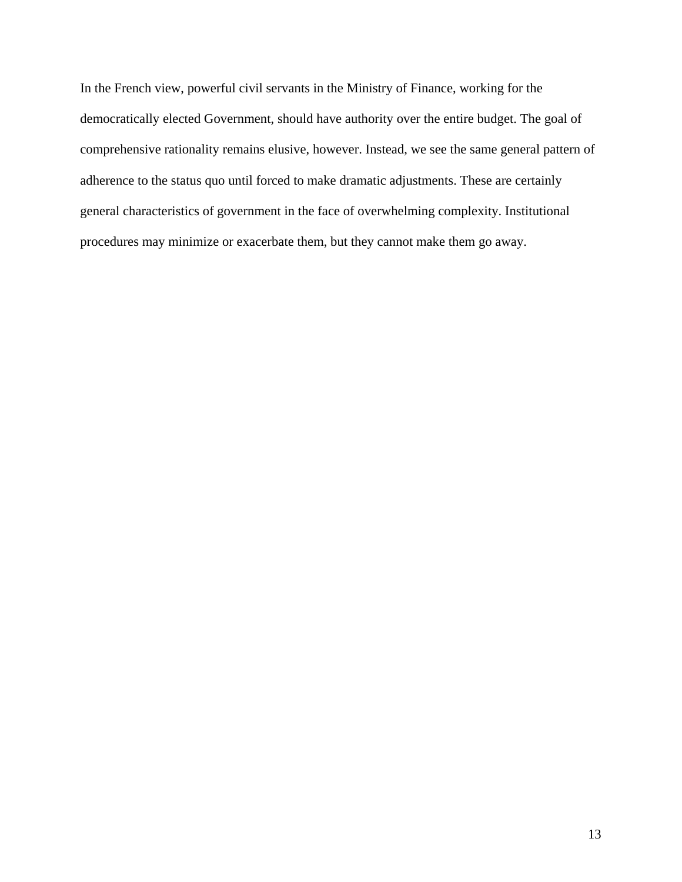In the French view, powerful civil servants in the Ministry of Finance, working for the democratically elected Government, should have authority over the entire budget. The goal of comprehensive rationality remains elusive, however. Instead, we see the same general pattern of adherence to the status quo until forced to make dramatic adjustments. These are certainly general characteristics of government in the face of overwhelming complexity. Institutional procedures may minimize or exacerbate them, but they cannot make them go away.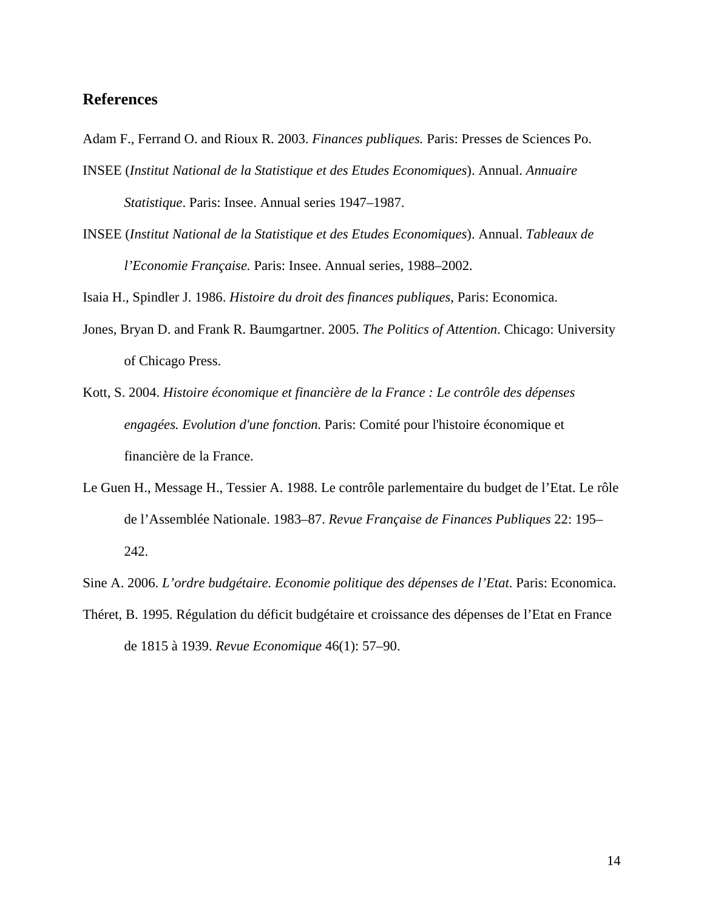## References

Adam F., Ferrand O. and Rioux R. 2003. *Finances publiques.* Paris: Presses de Sciences Po.

INSEE (*Institut National de la Statistique et des Etudes Economiques*). Annual. *Annuaire Statistique*. Paris: Insee. Annual series 1947–1987.

INSEE (*Institut National de la Statistique et des Etudes Economiques*). Annual. *Tableaux de l'Economie Française.* Paris: Insee. Annual series, 1988–2002.

Isaia H., Spindler J. 1986. *Histoire du droit des finances publiques*, Paris: Economica.

Jones, Bryan D. and Frank R. Baumgartner. 2005. *The Politics of Attention*. Chicago: University of Chicago Press.

Kott, S. 2004. *Histoire économique et financière de la France : Le contrôle des dépenses engagées. Evolution d'une fonction.* Paris: Comité pour l'histoire économique et financière de la France.

Le Guen H., Message H., Tessier A. 1988. Le contrôle parlementaire du budget de l'Etat. Le rôle de l'Assemblée Nationale. 1983–87. *Revue Française de Finances Publiques* 22: 195–242.

Sine A. 2006. *L'ordre budgétaire. Economie politique des dépenses de l'Etat*. Paris: Economica.

Théret, B. 1995. Régulation du déficit budgétaire et croissance des dépenses de l'Etat en France de 1815 à 1939. *Revue Economique* 46(1): 57–90.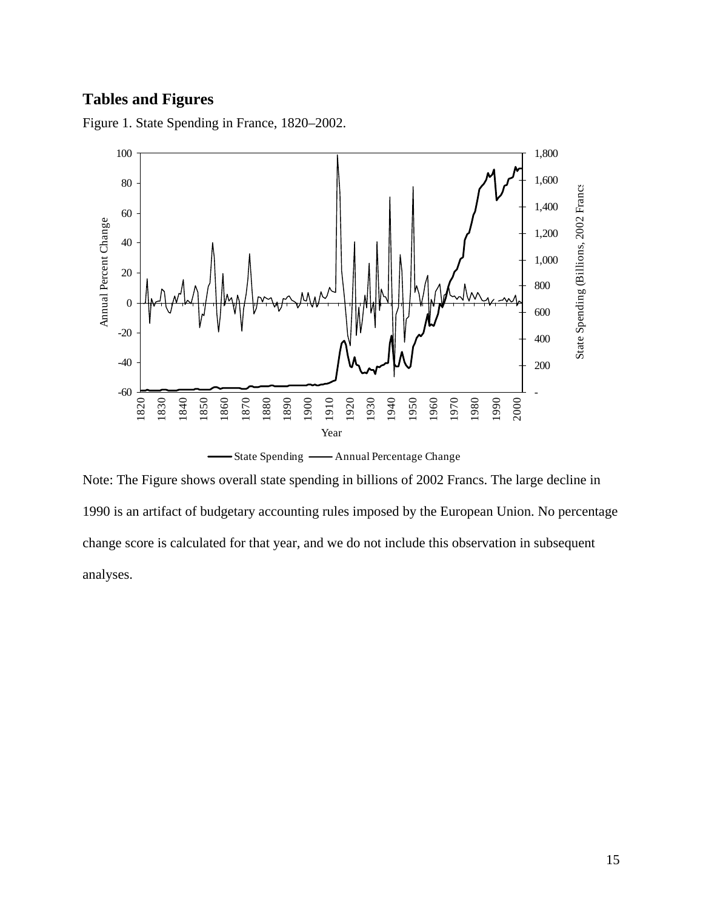## Tables and Figures

Figure 1. State Spending in France, 1820–2002.

Note: The Figure shows overall state spending in billions of 2002 Francs. The large decline in 1990 is an artifact of budgetary accounting rules imposed by the European Union. No percentage change score is calculated for that year, and we do not include this observation in subsequent analyses.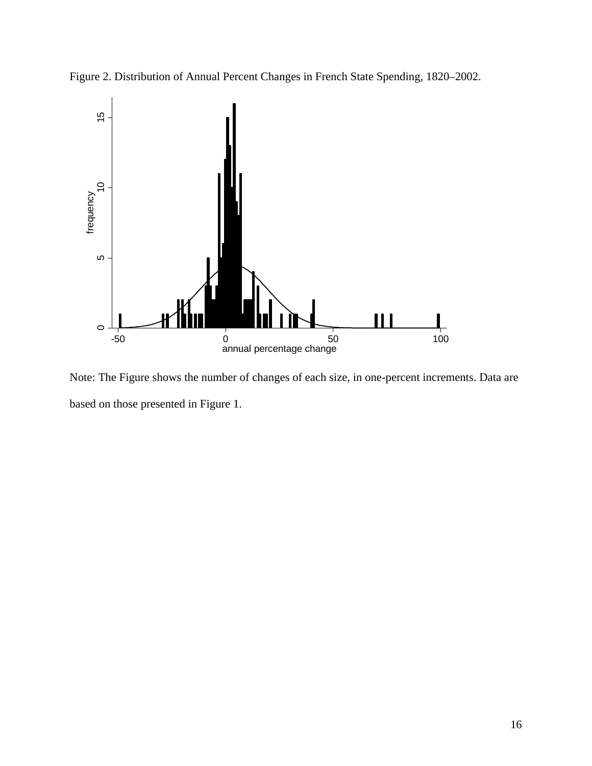Figure 2. Distribution of Annual Percent Changes in French State Spending, 1820–2002.

Note: The Figure shows the number of changes of each size, in one-percent increments. Data are based on those presented in Figure 1.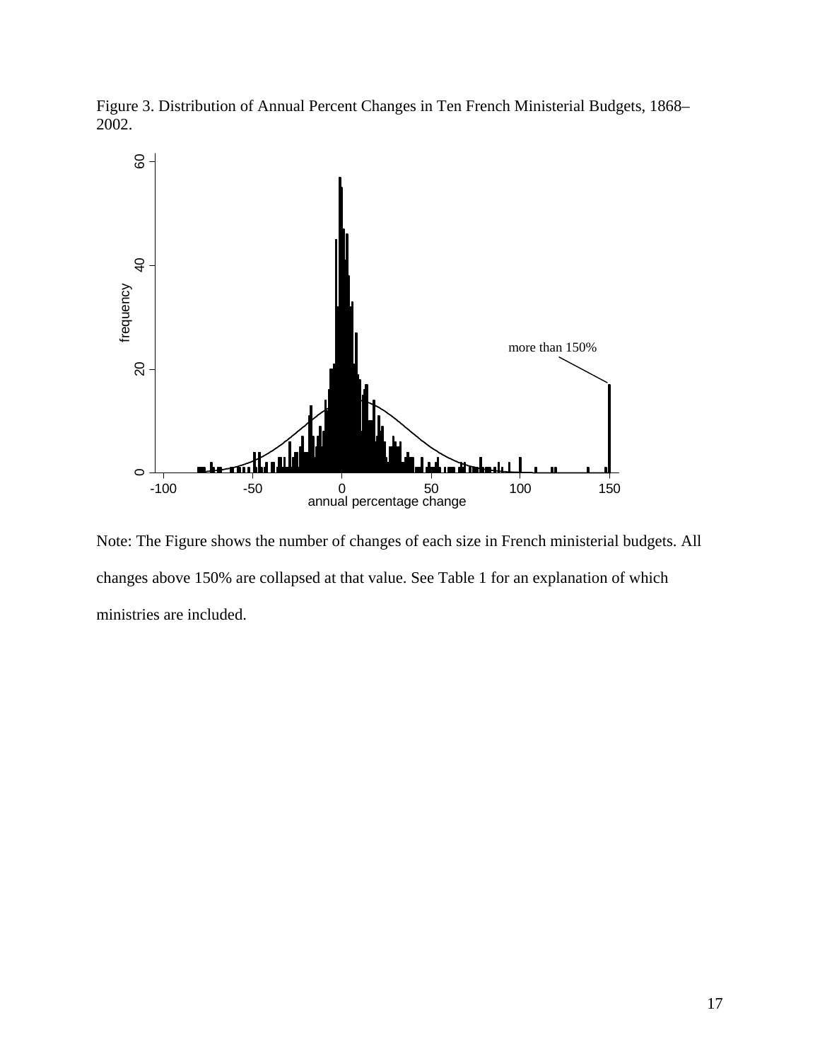Figure 3. Distribution of Annual Percent Changes in Ten French Ministerial Budgets, 1868–2002.

Note: The Figure shows the number of changes of each size in French ministerial budgets. All changes above 150% are collapsed at that value. See Table 1 for an explanation of which ministries are included.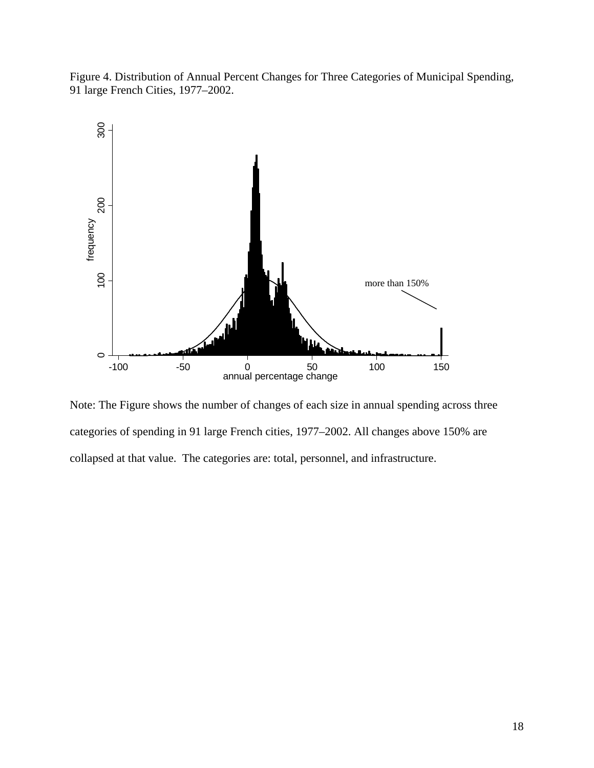Figure 4. Distribution of Annual Percent Changes for Three Categories of Municipal Spending, 91 large French Cities, 1977–2002.

Note: The Figure shows the number of changes of each size in annual spending across three categories of spending in 91 large French cities, 1977–2002. All changes above 150% are collapsed at that value. The categories are: total, personnel, and infrastructure.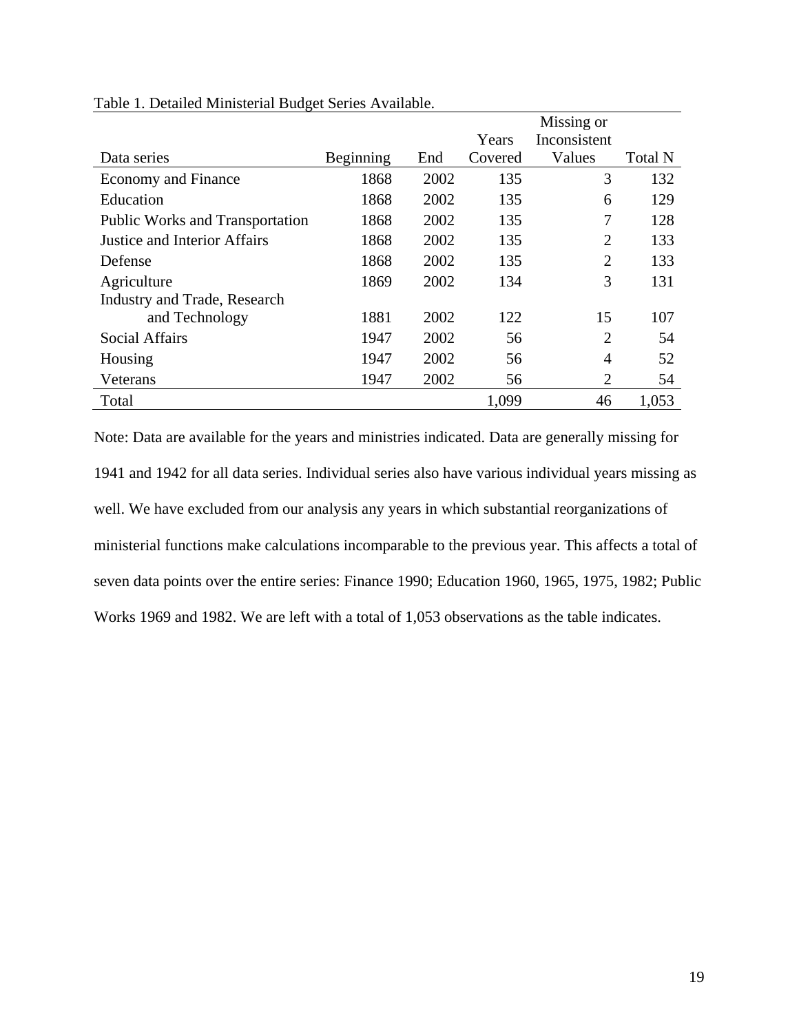Table 1. Detailed Ministerial Budget Series Available.

| Data series | Beginning | End | Years Covered | Missing or Inconsistent Values | Total N |
|---|---|---|---|---|---|
| Economy and Finance | 1868 | 2002 | 135 | 3 | 132 |
| Education | 1868 | 2002 | 135 | 6 | 129 |
| Public Works and Transportation | 1868 | 2002 | 135 | 7 | 128 |
| Justice and Interior Affairs | 1868 | 2002 | 135 | 2 | 133 |
| Defense | 1868 | 2002 | 135 | 2 | 133 |
| Agriculture | 1869 | 2002 | 134 | 3 | 131 |
| Industry and Trade, Research and Technology | 1881 | 2002 | 122 | 15 | 107 |
| Social Affairs | 1947 | 2002 | 56 | 2 | 54 |
| Housing | 1947 | 2002 | 56 | 4 | 52 |
| Veterans | 1947 | 2002 | 56 | 2 | 54 |
| Total | | | 1,099 | 46 | 1,053 |

Note: Data are available for the years and ministries indicated. Data are generally missing for 1941 and 1942 for all data series. Individual series also have various individual years missing as well. We have excluded from our analysis any years in which substantial reorganizations of ministerial functions make calculations incomparable to the previous year. This affects a total of seven data points over the entire series: Finance 1990; Education 1960, 1965, 1975, 1982; Public Works 1969 and 1982. We are left with a total of 1,053 observations as the table indicates.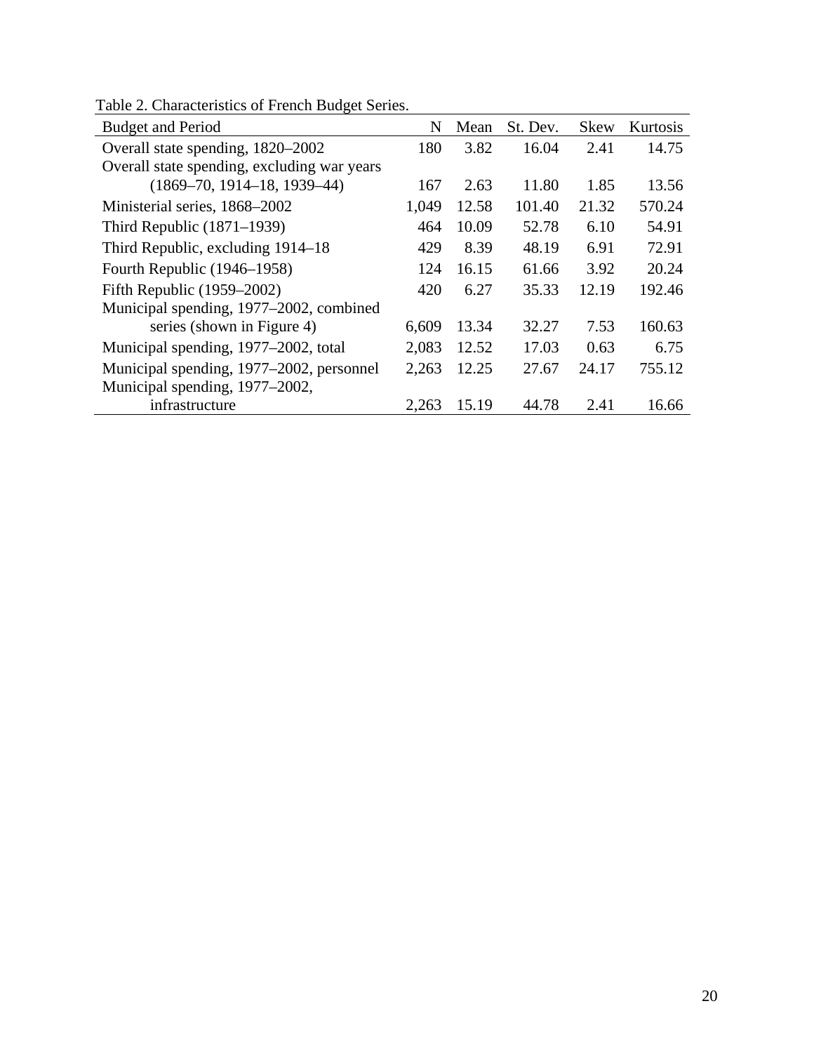Table 2. Characteristics of French Budget Series.

| Budget and Period | N | Mean | St. Dev. | Skew | Kurtosis |
|---|---|---|---|---|---|
| Overall state spending, 1820–2002 | 180 | 3.82 | 16.04 | 2.41 | 14.75 |
| Overall state spending, excluding war years (1869–70, 1914–18, 1939–44) | 167 | 2.63 | 11.80 | 1.85 | 13.56 |
| Ministerial series, 1868–2002 | 1,049 | 12.58 | 101.40 | 21.32 | 570.24 |
| Third Republic (1871–1939) | 464 | 10.09 | 52.78 | 6.10 | 54.91 |
| Third Republic, excluding 1914–18 | 429 | 8.39 | 48.19 | 6.91 | 72.91 |
| Fourth Republic (1946–1958) | 124 | 16.15 | 61.66 | 3.92 | 20.24 |
| Fifth Republic (1959–2002) | 420 | 6.27 | 35.33 | 12.19 | 192.46 |
| Municipal spending, 1977–2002, combined series (shown in Figure 4) | 6,609 | 13.34 | 32.27 | 7.53 | 160.63 |
| Municipal spending, 1977–2002, total | 2,083 | 12.52 | 17.03 | 0.63 | 6.75 |
| Municipal spending, 1977–2002, personnel | 2,263 | 12.25 | 27.67 | 24.17 | 755.12 |
| Municipal spending, 1977–2002, infrastructure | 2,263 | 15.19 | 44.78 | 2.41 | 16.66 |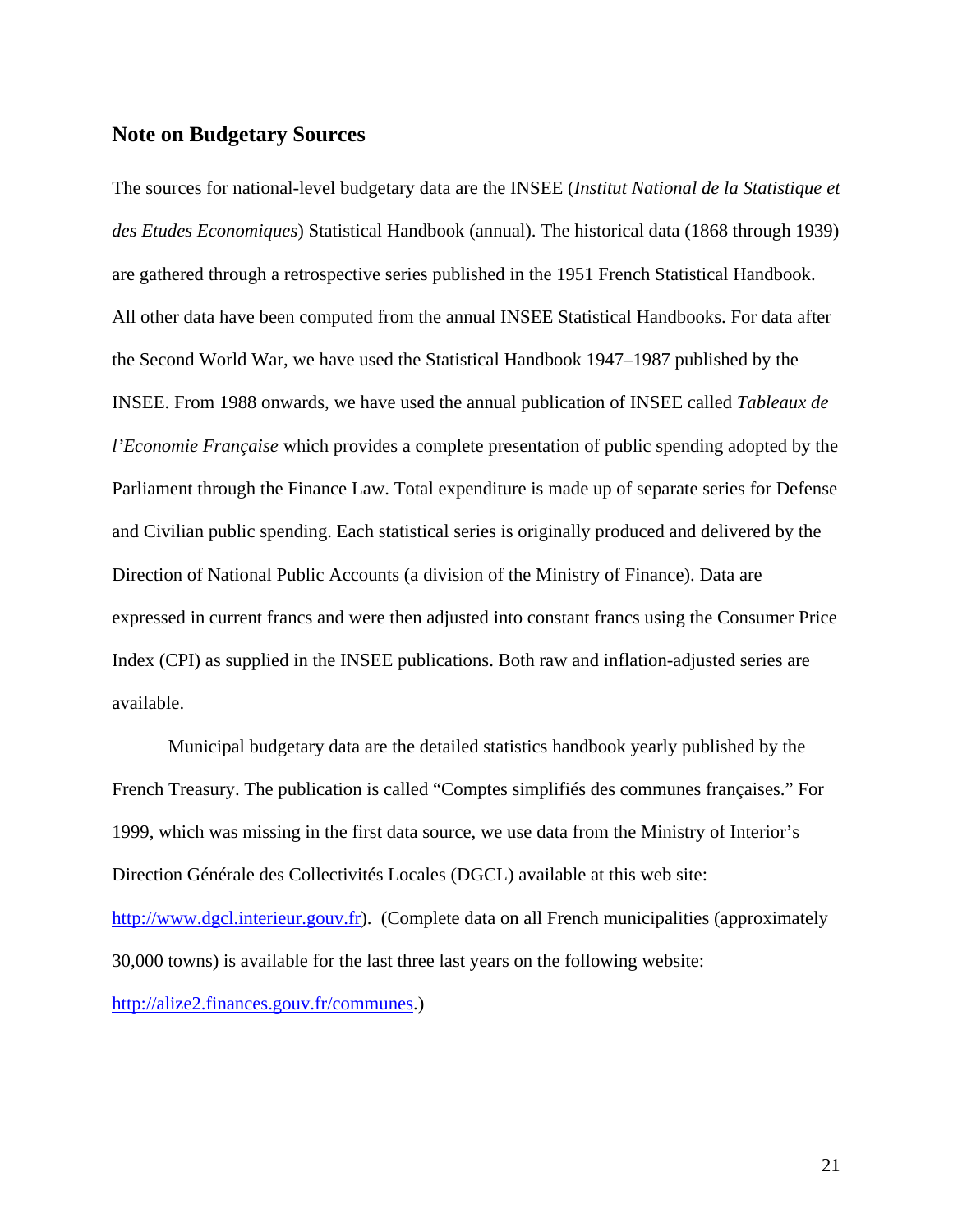## Note on Budgetary Sources

The sources for national-level budgetary data are the INSEE (*Institut National de la Statistique et des Etudes Economiques*) Statistical Handbook (annual). The historical data (1868 through 1939) are gathered through a retrospective series published in the 1951 French Statistical Handbook. All other data have been computed from the annual INSEE Statistical Handbooks. For data after the Second World War, we have used the Statistical Handbook 1947–1987 published by the INSEE. From 1988 onwards, we have used the annual publication of INSEE called *Tableaux de l'Economie Française* which provides a complete presentation of public spending adopted by the Parliament through the Finance Law. Total expenditure is made up of separate series for Defense and Civilian public spending. Each statistical series is originally produced and delivered by the Direction of National Public Accounts (a division of the Ministry of Finance). Data are expressed in current francs and were then adjusted into constant francs using the Consumer Price Index (CPI) as supplied in the INSEE publications. Both raw and inflation-adjusted series are available.

Municipal budgetary data are the detailed statistics handbook yearly published by the French Treasury. The publication is called "Comptes simplifiés des communes françaises." For 1999, which was missing in the first data source, we use data from the Ministry of Interior's Direction Générale des Collectivités Locales (DGCL) available at this web site: http://www.dgcl.interieur.gouv.fr). (Complete data on all French municipalities (approximately 30,000 towns) is available for the last three last years on the following website: http://alize2.finances.gouv.fr/communes.)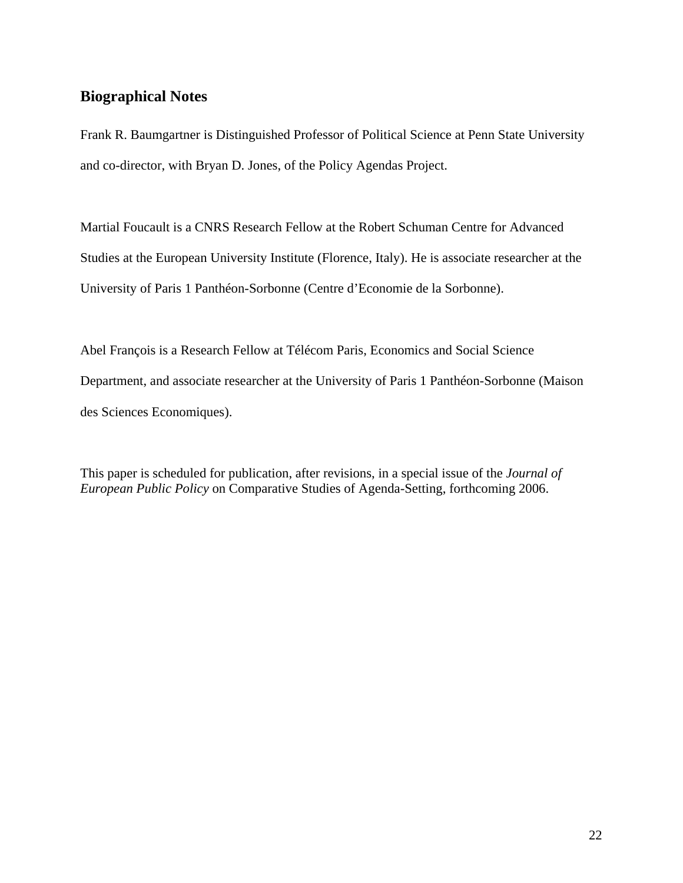## Biographical Notes

Frank R. Baumgartner is Distinguished Professor of Political Science at Penn State University and co-director, with Bryan D. Jones, of the Policy Agendas Project.

Martial Foucault is a CNRS Research Fellow at the Robert Schuman Centre for Advanced Studies at the European University Institute (Florence, Italy). He is associate researcher at the University of Paris 1 Panthéon-Sorbonne (Centre d'Economie de la Sorbonne).

Abel François is a Research Fellow at Télécom Paris, Economics and Social Science Department, and associate researcher at the University of Paris 1 Panthéon-Sorbonne (Maison des Sciences Economiques).

This paper is scheduled for publication, after revisions, in a special issue of the *Journal of European Public Policy* on Comparative Studies of Agenda-Setting, forthcoming 2006.